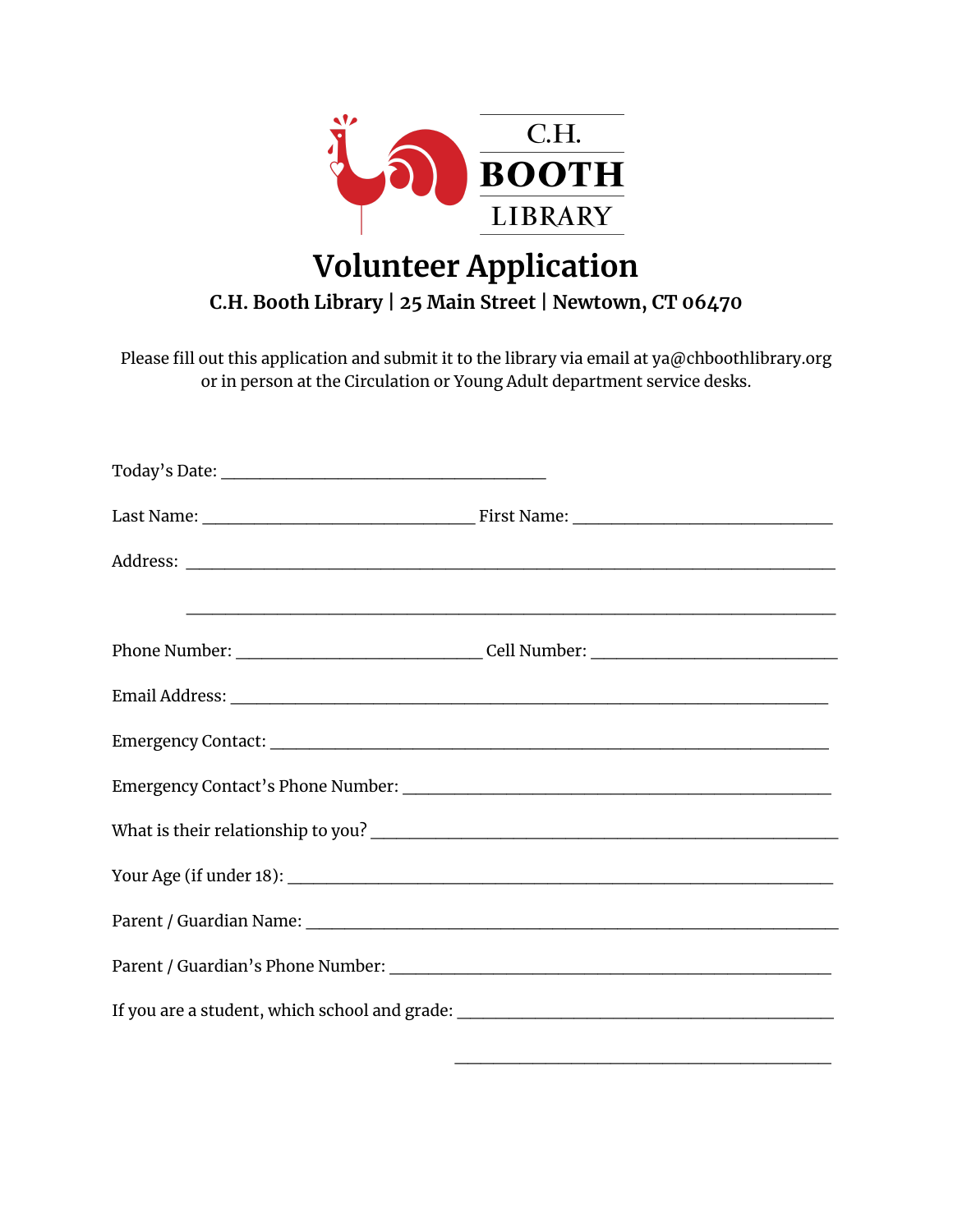C.H.
BOOTH
LIBRARY

# Volunteer Application

**C.H. Booth Library | 25 Main Street | Newtown, CT 06470**

Please fill out this application and submit it to the library via email at ya@chboothlibrary.org or in person at the Circulation or Young Adult department service desks.

Today's Date: ________________________________________

Last Name: _________________________________ First Name: ________________________________

Address: ________________________________________________________________________________

________________________________________________________________________________

Phone Number: ______________________________ Cell Number: ______________________________

Email Address: ________________________________________________________________________

Emergency Contact: ____________________________________________________________________

Emergency Contact's Phone Number: _____________________________________________________

What is their relationship to you? ________________________________________________________

Your Age (if under 18): _________________________________________________________________

Parent / Guardian Name: ________________________________________________________________

Parent / Guardian's Phone Number: ______________________________________________________

If you are a student, which school and grade: _____________________________________________

_____________________________________________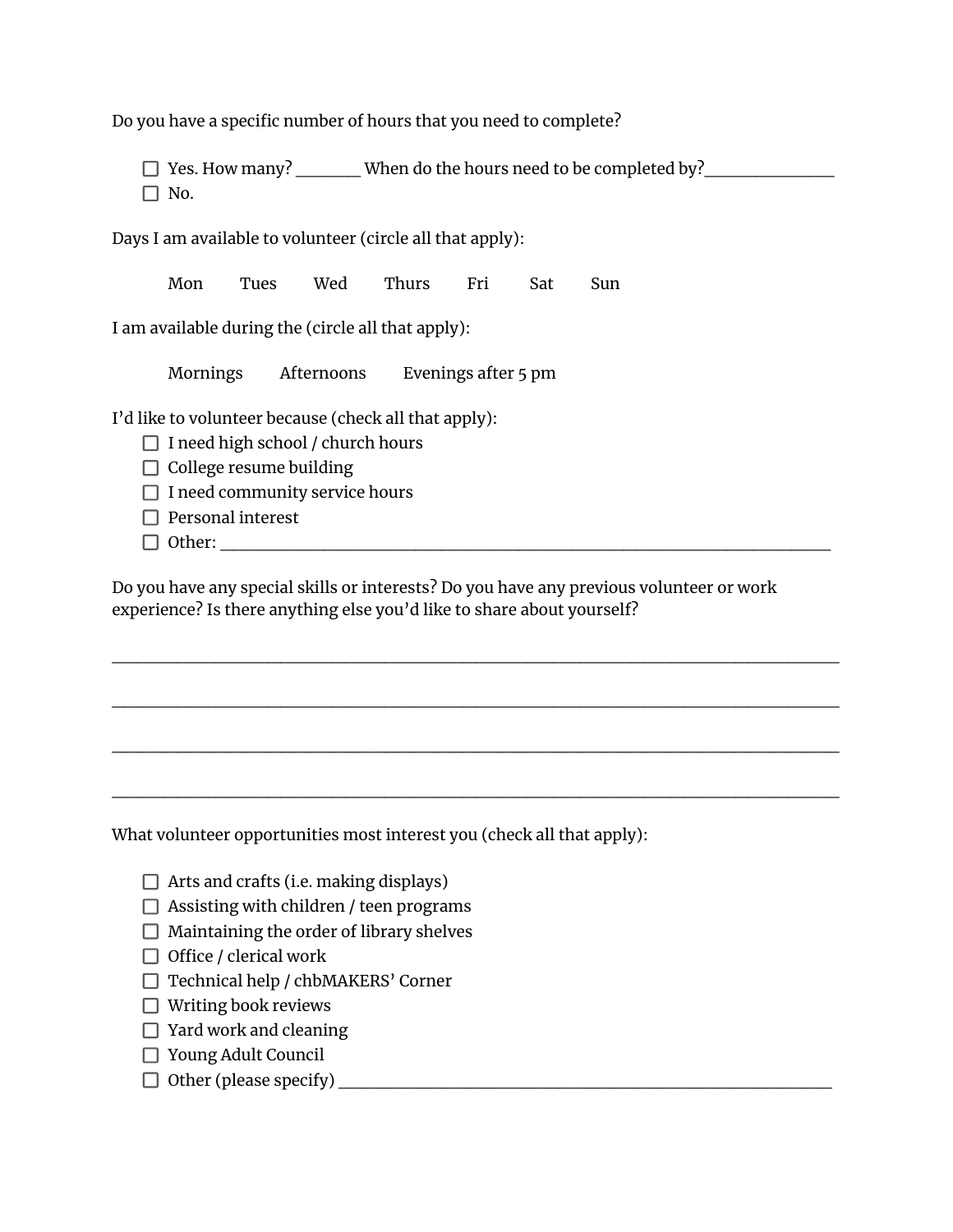Do you have a specific number of hours that you need to complete?

- ☐ Yes. How many? ________ When do the hours need to be completed by?________________
- ☐ No.

Days I am available to volunteer (circle all that apply):

Mon  Tues  Wed  Thurs  Fri  Sat  Sun

I am available during the (circle all that apply):

Mornings  Afternoons  Evenings after 5 pm

I'd like to volunteer because (check all that apply):

- ☐ I need high school / church hours
- ☐ College resume building
- ☐ I need community service hours
- ☐ Personal interest
- ☐ Other: ______________________________________________________________________________

Do you have any special skills or interests? Do you have any previous volunteer or work experience? Is there anything else you'd like to share about yourself?

_____________________________________________________________________________________________

_____________________________________________________________________________________________

_____________________________________________________________________________________________

_____________________________________________________________________________________________

What volunteer opportunities most interest you (check all that apply):

- ☐ Arts and crafts (i.e. making displays)
- ☐ Assisting with children / teen programs
- ☐ Maintaining the order of library shelves
- ☐ Office / clerical work
- ☐ Technical help / chbMAKERS' Corner
- ☐ Writing book reviews
- ☐ Yard work and cleaning
- ☐ Young Adult Council
- ☐ Other (please specify) ______________________________________________________________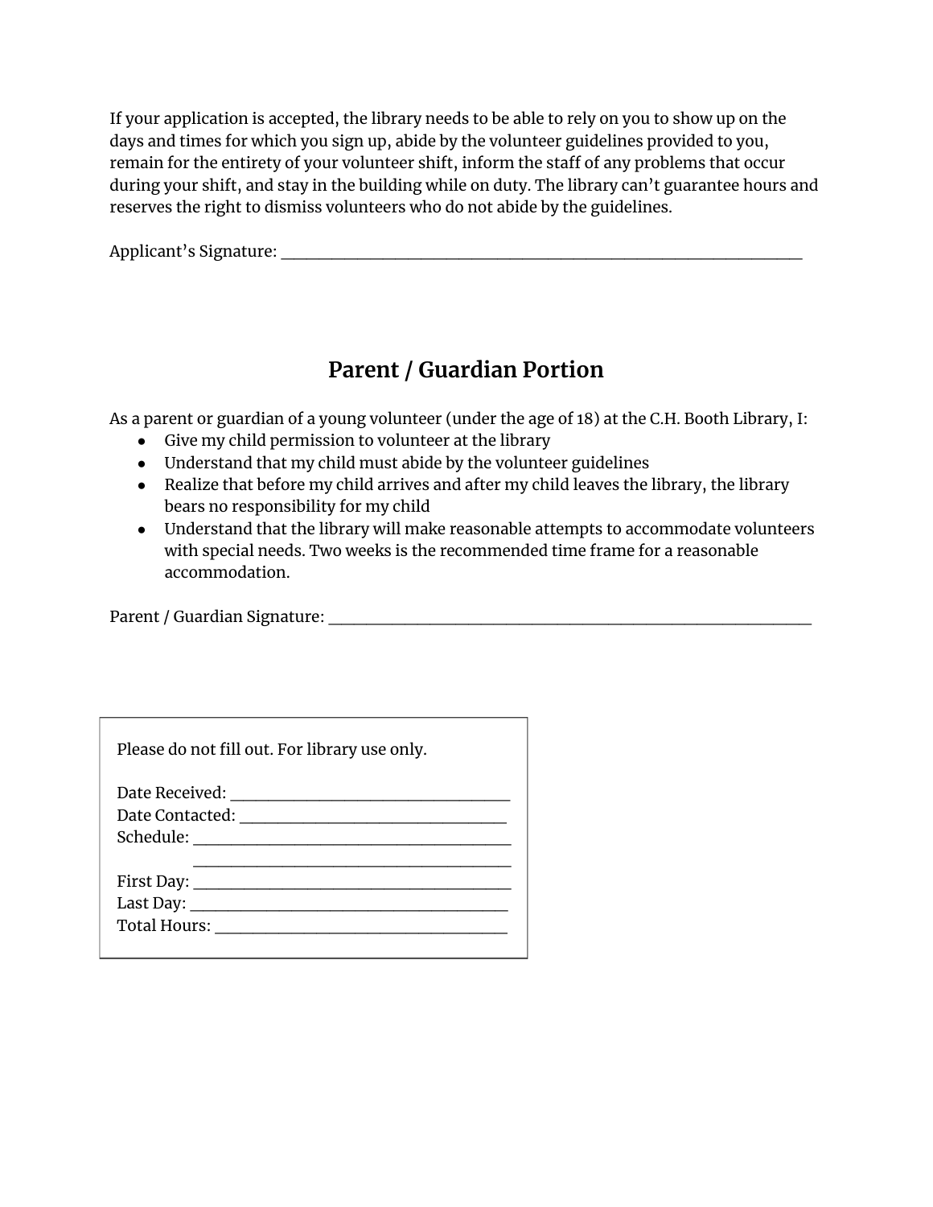If your application is accepted, the library needs to be able to rely on you to show up on the days and times for which you sign up, abide by the volunteer guidelines provided to you, remain for the entirety of your volunteer shift, inform the staff of any problems that occur during your shift, and stay in the building while on duty. The library can't guarantee hours and reserves the right to dismiss volunteers who do not abide by the guidelines.

Applicant's Signature: ___________________________________________________________

## Parent / Guardian Portion

As a parent or guardian of a young volunteer (under the age of 18) at the C.H. Booth Library, I:

- Give my child permission to volunteer at the library
- Understand that my child must abide by the volunteer guidelines
- Realize that before my child arrives and after my child leaves the library, the library bears no responsibility for my child
- Understand that the library will make reasonable attempts to accommodate volunteers with special needs. Two weeks is the recommended time frame for a reasonable accommodation.

Parent / Guardian Signature: ______________________________________________________

Please do not fill out. For library use only.

Date Received: ______________________________
Date Contacted: _____________________________
Schedule: __________________________________
__________________________________
First Day: __________________________________
Last Day: __________________________________
Total Hours: ________________________________